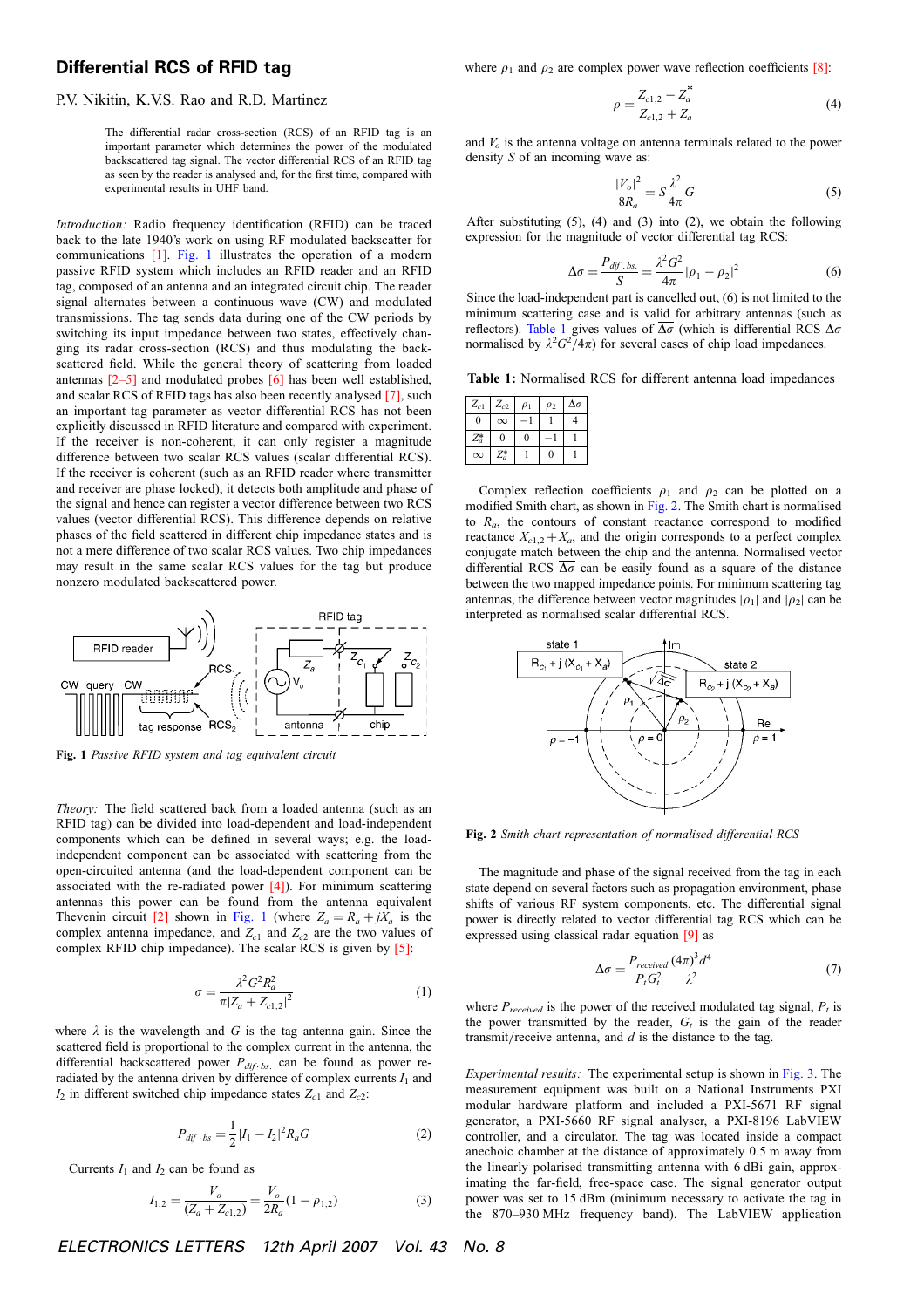# Differential RCS of RFID tag

P.V. Nikitin, K.V.S. Rao and R.D. Martinez

The differential radar cross-section (RCS) of an RFID tag is an important parameter which determines the power of the modulated backscattered tag signal. The vector differential RCS of an RFID tag as seen by the reader is analysed and, for the first time, compared with experimental results in UHF band.

*Introduction:* Radio frequency identification (RFID) can be traced back to the late 1940's work on using RF modulated backscatter for communications [1]. Fig. 1 illustrates the operation of a modern passive RFID system which includes an RFID reader and an RFID tag, composed of an antenna and an integrated circuit chip. The reader signal alternates between a continuous wave (CW) and modulated transmissions. The tag sends data during one of the CW periods by switching its input impedance between two states, effectively changing its radar cross-section (RCS) and thus modulating the backscattered field. While the general theory of scattering from loaded antennas [2–5] and modulated probes [6] has been well established, and scalar RCS of RFID tags has also been recently analysed [7], such an important tag parameter as vector differential RCS has not been explicitly discussed in RFID literature and compared with experiment. If the receiver is non-coherent, it can only register a magnitude difference between two scalar RCS values (scalar differential RCS). If the receiver is coherent (such as an RFID reader where transmitter and receiver are phase locked), it detects both amplitude and phase of the signal and hence can register a vector difference between two RCS values (vector differential RCS). This difference depends on relative phases of the field scattered in different chip impedance states and is not a mere difference of two scalar RCS values. Two chip impedances may result in the same scalar RCS values for the tag but produce nonzero modulated backscattered power.

**Fig. 1** *Passive RFID system and tag equivalent circuit*

*Theory:* The field scattered back from a loaded antenna (such as an RFID tag) can be divided into load-dependent and load-independent components which can be defined in several ways; e.g. the load-independent component can be associated with scattering from the open-circuited antenna (and the load-dependent component can be associated with the re-radiated power [4]). For minimum scattering antennas this power can be found from the antenna equivalent Thevenin circuit [2] shown in Fig. 1 (where $Z_a = R_a + jX_a$ is the complex antenna impedance, and $Z_{c1}$ and $Z_{c2}$ are the two values of complex RFID chip impedance). The scalar RCS is given by [5]:

$$\sigma = \frac{\lambda^2 G^2 R_a^2}{\pi |Z_a + Z_{c1,2}|^2} \quad (1)$$

where $\lambda$ is the wavelength and $G$ is the tag antenna gain. Since the scattered field is proportional to the complex current in the antenna, the differential backscattered power $P_{dif \cdot bs.}$ can be found as power re-radiated by the antenna driven by difference of complex currents $I_1$ and $I_2$ in different switched chip impedance states $Z_{c1}$ and $Z_{c2}$:

$$P_{dif \cdot bs} = \frac{1}{2}|I_1 - I_2|^2 R_a G \quad (2)$$

Currents $I_1$ and $I_2$ can be found as

$$I_{1,2} = \frac{V_o}{(Z_a + Z_{c1,2})} = \frac{V_o}{2R_a}(1 - \rho_{1,2}) \quad (3)$$

where $\rho_1$ and $\rho_2$ are complex power wave reflection coefficients [8]:

$$\rho = \frac{Z_{c1,2} - Z_a^*}{Z_{c1,2} + Z_a} \quad (4)$$

and $V_o$ is the antenna voltage on antenna terminals related to the power density $S$ of an incoming wave as:

$$\frac{|V_o|^2}{8R_a} = S\frac{\lambda^2}{4\pi}G \quad (5)$$

After substituting (5), (4) and (3) into (2), we obtain the following expression for the magnitude of vector differential tag RCS:

$$\Delta\sigma = \frac{P_{dif.bs.}}{S} = \frac{\lambda^2 G^2}{4\pi}|\rho_1 - \rho_2|^2 \quad (6)$$

Since the load-independent part is cancelled out, (6) is not limited to the minimum scattering case and is valid for arbitrary antennas (such as reflectors). Table 1 gives values of $\overline{\Delta\sigma}$ (which is differential RCS $\Delta\sigma$ normalised by $\lambda^2 G^2/4\pi$) for several cases of chip load impedances.

**Table 1:** Normalised RCS for different antenna load impedances

| $Z_{c1}$ | $Z_{c2}$ | $\rho_1$ | $\rho_2$ | $\overline{\Delta\sigma}$ |
|---|---|---|---|---|
| 0 | $\infty$ | −1 | 1 | 4 |
| $Z_a^*$ | 0 | 0 | −1 | 1 |
| $\infty$ | $Z_a^*$ | 1 | 0 | 1 |

Complex reflection coefficients $\rho_1$ and $\rho_2$ can be plotted on a modified Smith chart, as shown in Fig. 2. The Smith chart is normalised to $R_a$, the contours of constant reactance correspond to modified reactance $X_{c1,2} + X_a$, and the origin corresponds to a perfect complex conjugate match between the chip and the antenna. Normalised vector differential RCS $\overline{\Delta\sigma}$ can be easily found as a square of the distance between the two mapped impedance points. For minimum scattering tag antennas, the difference between vector magnitudes $|\rho_1|$ and $|\rho_2|$ can be interpreted as normalised scalar differential RCS.

**Fig. 2** *Smith chart representation of normalised differential RCS*

The magnitude and phase of the signal received from the tag in each state depend on several factors such as propagation environment, phase shifts of various RF system components, etc. The differential signal power is directly related to vector differential tag RCS which can be expressed using classical radar equation [9] as

$$\Delta\sigma = \frac{P_{received}}{P_t G_t^2}\frac{(4\pi)^3 d^4}{\lambda^2} \quad (7)$$

where $P_{received}$ is the power of the received modulated tag signal, $P_t$ is the power transmitted by the reader, $G_t$ is the gain of the reader transmit/receive antenna, and $d$ is the distance to the tag.

*Experimental results:* The experimental setup is shown in Fig. 3. The measurement equipment was built on a National Instruments PXI modular hardware platform and included a PXI-5671 RF signal generator, a PXI-5660 RF signal analyser, a PXI-8196 LabVIEW controller, and a circulator. The tag was located inside a compact anechoic chamber at the distance of approximately 0.5 m away from the linearly polarised transmitting antenna with 6 dBi gain, approximating the far-field, free-space case. The signal generator output power was set to 15 dBm (minimum necessary to activate the tag in the 870–930 MHz frequency band). The LabVIEW application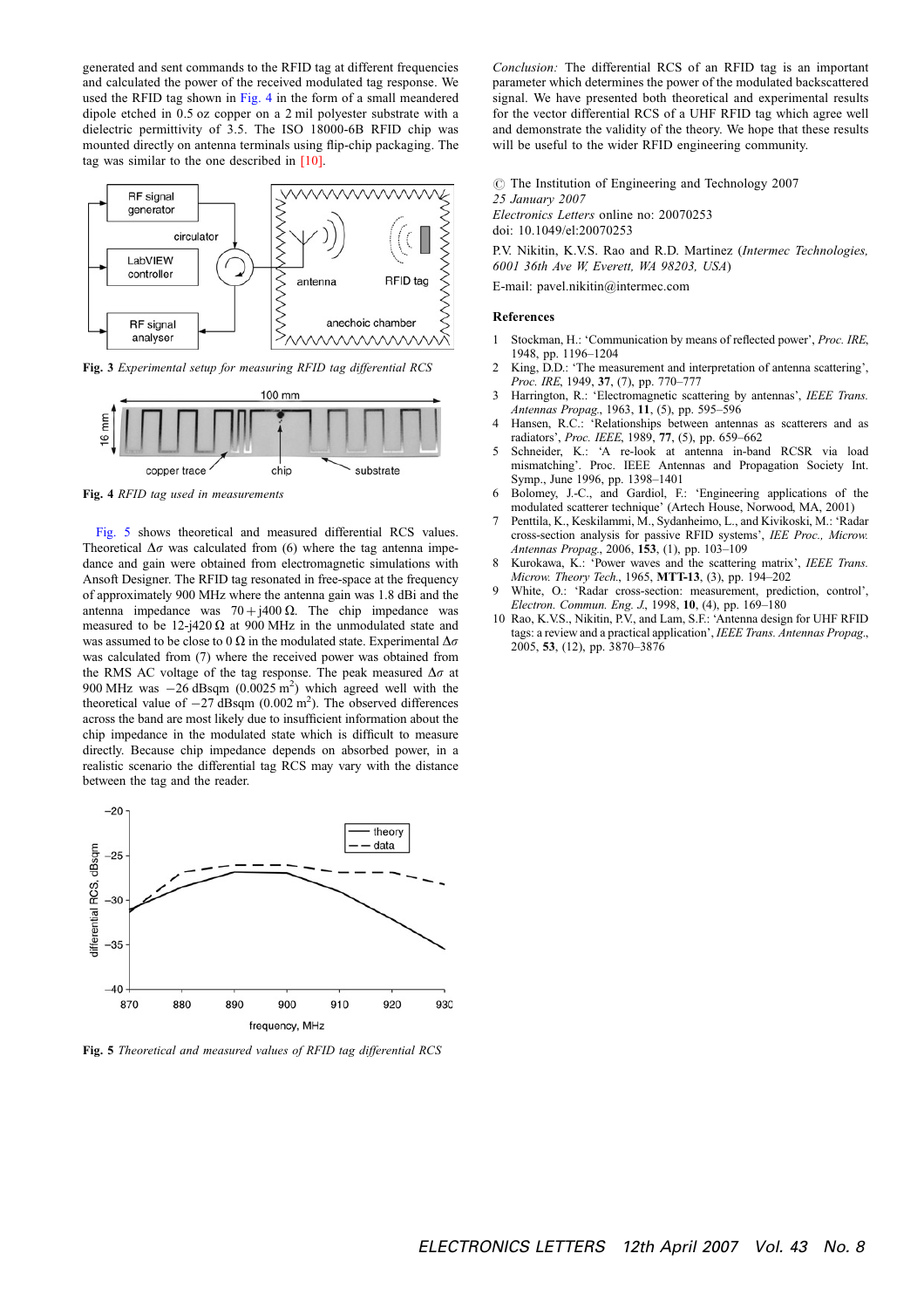generated and sent commands to the RFID tag at different frequencies and calculated the power of the received modulated tag response. We used the RFID tag shown in Fig. 4 in the form of a small meandered dipole etched in 0.5 oz copper on a 2 mil polyester substrate with a dielectric permittivity of 3.5. The ISO 18000-6B RFID chip was mounted directly on antenna terminals using flip-chip packaging. The tag was similar to the one described in [10].

RF signal generator
circulator
LabVIEW controller
RF signal analyser
antenna
RFID tag
anechoic chamber

**Fig. 3** *Experimental setup for measuring RFID tag differential RCS*

100 mm
16 mm
copper trace
chip
substrate

**Fig. 4** *RFID tag used in measurements*

Fig. 5 shows theoretical and measured differential RCS values. Theoretical $\Delta\sigma$ was calculated from (6) where the tag antenna impedance and gain were obtained from electromagnetic simulations with Ansoft Designer. The RFID tag resonated in free-space at the frequency of approximately 900 MHz where the antenna gain was 1.8 dBi and the antenna impedance was $70 + j400\ \Omega$. The chip impedance was measured to be 12-j420 $\Omega$ at 900 MHz in the unmodulated state and was assumed to be close to 0 $\Omega$ in the modulated state. Experimental $\Delta\sigma$ was calculated from (7) where the received power was obtained from the RMS AC voltage of the tag response. The peak measured $\Delta\sigma$ at 900 MHz was $-26$ dBsqm ($0.0025\ \text{m}^2$) which agreed well with the theoretical value of $-27$ dBsqm ($0.002\ \text{m}^2$). The observed differences across the band are most likely due to insufficient information about the chip impedance in the modulated state which is difficult to measure directly. Because chip impedance depends on absorbed power, in a realistic scenario the differential tag RCS may vary with the distance between the tag and the reader.

differential RCS, dBsqm
−20
−25
−30
−35
−40
870
880
890
900
910
920
930
frequency, MHz
theory
data

**Fig. 5** *Theoretical and measured values of RFID tag differential RCS*

*Conclusion:* The differential RCS of an RFID tag is an important parameter which determines the power of the modulated backscattered signal. We have presented both theoretical and experimental results for the vector differential RCS of a UHF RFID tag which agree well and demonstrate the validity of the theory. We hope that these results will be useful to the wider RFID engineering community.

© The Institution of Engineering and Technology 2007
*25 January 2007*
*Electronics Letters* online no: 20070253
doi: 10.1049/el:20070253

P.V. Nikitin, K.V.S. Rao and R.D. Martinez (*Intermec Technologies, 6001 36th Ave W, Everett, WA 98203, USA*)

E-mail: pavel.nikitin@intermec.com

## References

1. Stockman, H.: 'Communication by means of reflected power', *Proc. IRE*, 1948, pp. 1196–1204
2. King, D.D.: 'The measurement and interpretation of antenna scattering', *Proc. IRE*, 1949, **37**, (7), pp. 770–777
3. Harrington, R.: 'Electromagnetic scattering by antennas', *IEEE Trans. Antennas Propag.*, 1963, **11**, (5), pp. 595–596
4. Hansen, R.C.: 'Relationships between antennas as scatterers and as radiators', *Proc. IEEE*, 1989, **77**, (5), pp. 659–662
5. Schneider, K.: 'A re-look at antenna in-band RCSR via load mismatching'. Proc. IEEE Antennas and Propagation Society Int. Symp., June 1996, pp. 1398–1401
6. Bolomey, J.-C., and Gardiol, F.: 'Engineering applications of the modulated scatterer technique' (Artech House, Norwood, MA, 2001)
7. Penttila, K., Keskilammi, M., Sydanheimo, L., and Kivikoski, M.: 'Radar cross-section analysis for passive RFID systems', *IEE Proc., Microw. Antennas Propag.*, 2006, **153**, (1), pp. 103–109
8. Kurokawa, K.: 'Power waves and the scattering matrix', *IEEE Trans. Microw. Theory Tech.*, 1965, **MTT-13**, (3), pp. 194–202
9. White, O.: 'Radar cross-section: measurement, prediction, control', *Electron. Commun. Eng. J.*, 1998, **10**, (4), pp. 169–180
10. Rao, K.V.S., Nikitin, P.V., and Lam, S.F.: 'Antenna design for UHF RFID tags: a review and a practical application', *IEEE Trans. Antennas Propag.*, 2005, **53**, (12), pp. 3870–3876